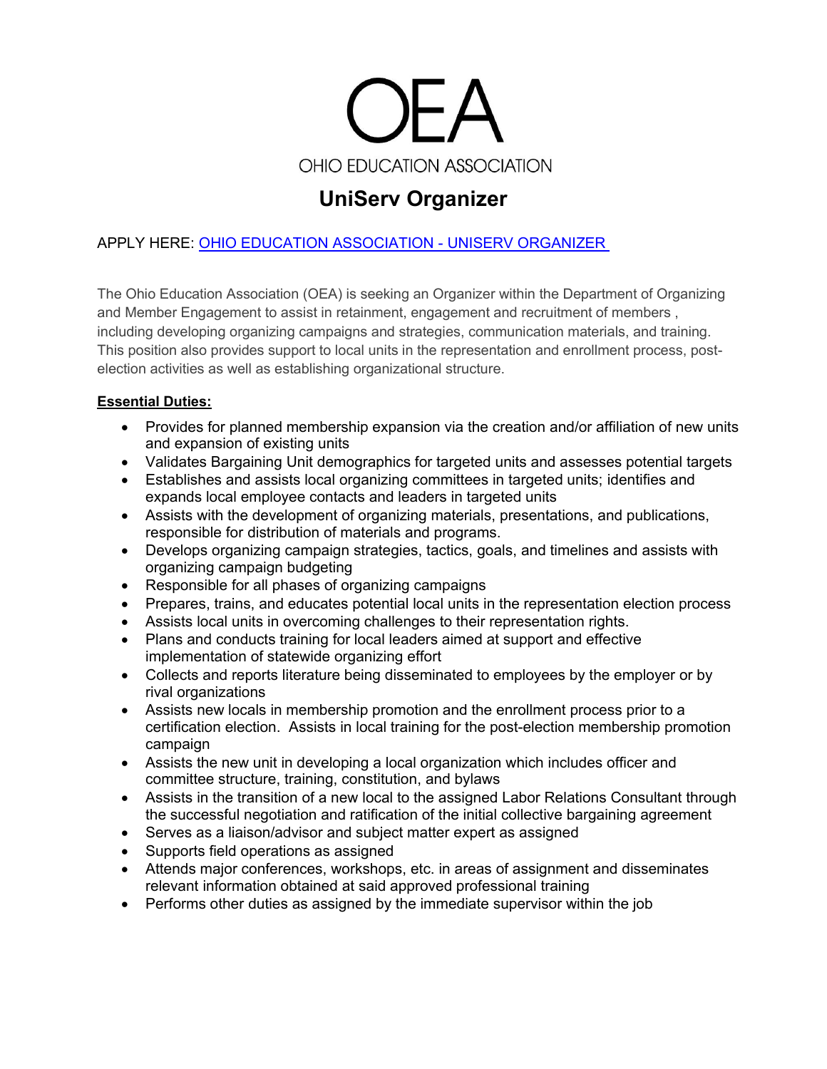# OEA

OHIO EDUCATION ASSOCIATION

## UniServ Organizer

APPLY HERE: [OHIO EDUCATION ASSOCIATION - UNISERV ORGANIZER](#)

The Ohio Education Association (OEA) is seeking an Organizer within the Department of Organizing and Member Engagement to assist in retainment, engagement and recruitment of members , including developing organizing campaigns and strategies, communication materials, and training. This position also provides support to local units in the representation and enrollment process, post-election activities as well as establishing organizational structure.

**Essential Duties:**

- Provides for planned membership expansion via the creation and/or affiliation of new units and expansion of existing units
- Validates Bargaining Unit demographics for targeted units and assesses potential targets
- Establishes and assists local organizing committees in targeted units; identifies and expands local employee contacts and leaders in targeted units
- Assists with the development of organizing materials, presentations, and publications, responsible for distribution of materials and programs.
- Develops organizing campaign strategies, tactics, goals, and timelines and assists with organizing campaign budgeting
- Responsible for all phases of organizing campaigns
- Prepares, trains, and educates potential local units in the representation election process
- Assists local units in overcoming challenges to their representation rights.
- Plans and conducts training for local leaders aimed at support and effective implementation of statewide organizing effort
- Collects and reports literature being disseminated to employees by the employer or by rival organizations
- Assists new locals in membership promotion and the enrollment process prior to a certification election. Assists in local training for the post-election membership promotion campaign
- Assists the new unit in developing a local organization which includes officer and committee structure, training, constitution, and bylaws
- Assists in the transition of a new local to the assigned Labor Relations Consultant through the successful negotiation and ratification of the initial collective bargaining agreement
- Serves as a liaison/advisor and subject matter expert as assigned
- Supports field operations as assigned
- Attends major conferences, workshops, etc. in areas of assignment and disseminates relevant information obtained at said approved professional training
- Performs other duties as assigned by the immediate supervisor within the job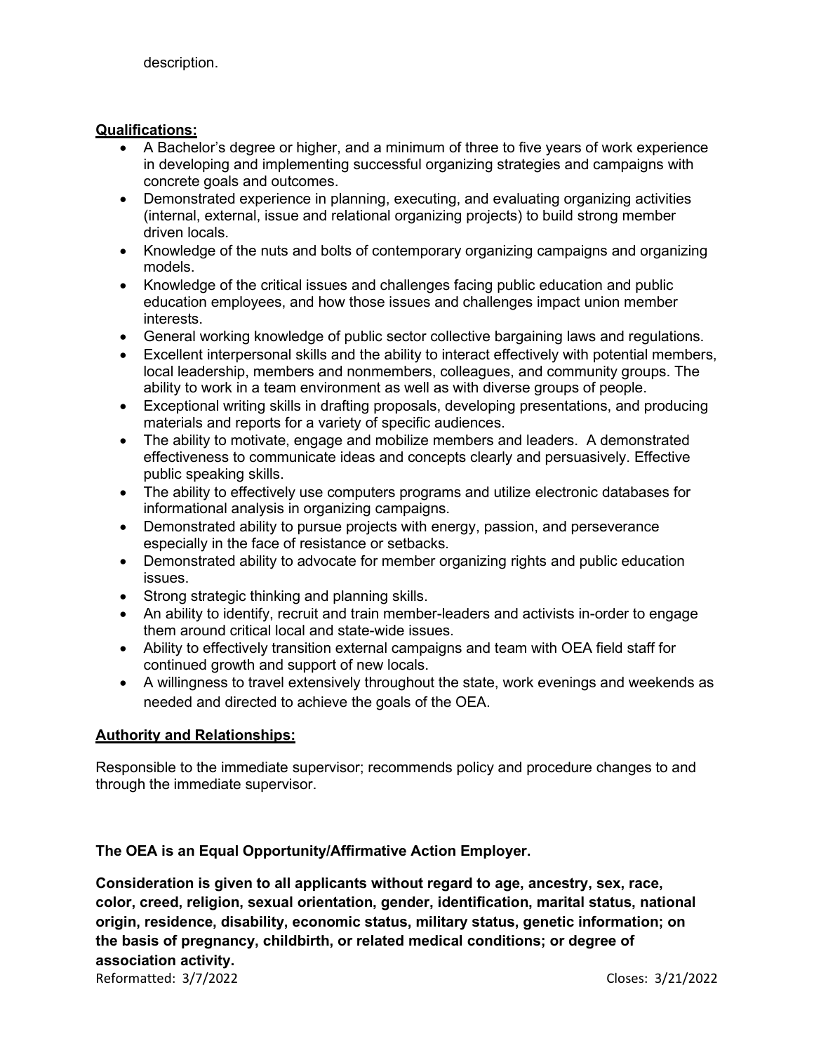description.

**Qualifications:**

- A Bachelor's degree or higher, and a minimum of three to five years of work experience in developing and implementing successful organizing strategies and campaigns with concrete goals and outcomes.
- Demonstrated experience in planning, executing, and evaluating organizing activities (internal, external, issue and relational organizing projects) to build strong member driven locals.
- Knowledge of the nuts and bolts of contemporary organizing campaigns and organizing models.
- Knowledge of the critical issues and challenges facing public education and public education employees, and how those issues and challenges impact union member interests.
- General working knowledge of public sector collective bargaining laws and regulations.
- Excellent interpersonal skills and the ability to interact effectively with potential members, local leadership, members and nonmembers, colleagues, and community groups. The ability to work in a team environment as well as with diverse groups of people.
- Exceptional writing skills in drafting proposals, developing presentations, and producing materials and reports for a variety of specific audiences.
- The ability to motivate, engage and mobilize members and leaders. A demonstrated effectiveness to communicate ideas and concepts clearly and persuasively. Effective public speaking skills.
- The ability to effectively use computers programs and utilize electronic databases for informational analysis in organizing campaigns.
- Demonstrated ability to pursue projects with energy, passion, and perseverance especially in the face of resistance or setbacks.
- Demonstrated ability to advocate for member organizing rights and public education issues.
- Strong strategic thinking and planning skills.
- An ability to identify, recruit and train member-leaders and activists in-order to engage them around critical local and state-wide issues.
- Ability to effectively transition external campaigns and team with OEA field staff for continued growth and support of new locals.
- A willingness to travel extensively throughout the state, work evenings and weekends as needed and directed to achieve the goals of the OEA.

**Authority and Relationships:**

Responsible to the immediate supervisor; recommends policy and procedure changes to and through the immediate supervisor.

**The OEA is an Equal Opportunity/Affirmative Action Employer.**

**Consideration is given to all applicants without regard to age, ancestry, sex, race, color, creed, religion, sexual orientation, gender, identification, marital status, national origin, residence, disability, economic status, military status, genetic information; on the basis of pregnancy, childbirth, or related medical conditions; or degree of association activity.**

Reformatted: 3/7/2022 Closes: 3/21/2022